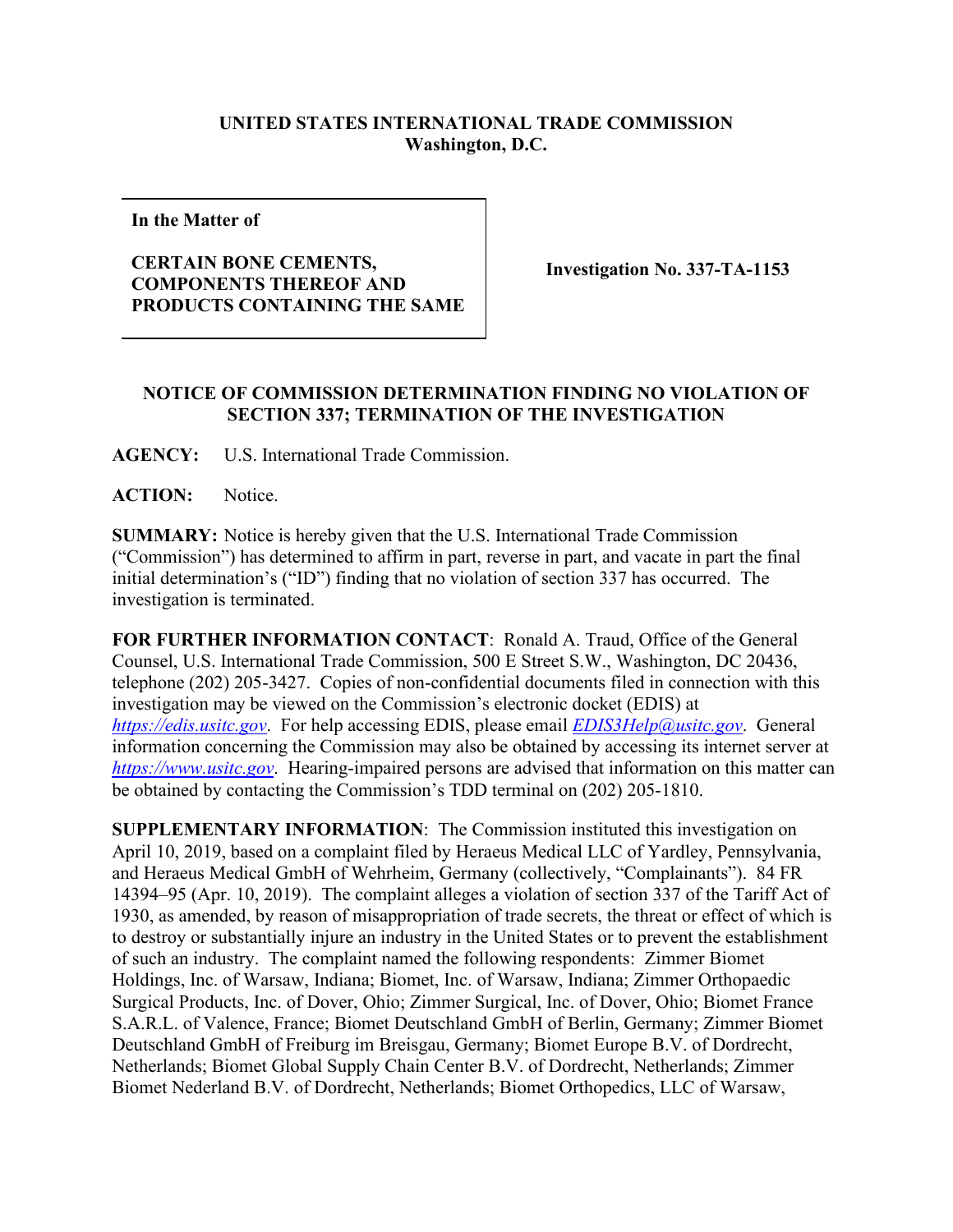**UNITED STATES INTERNATIONAL TRADE COMMISSION**
**Washington, D.C.**

| In the Matter of<br><br>**CERTAIN BONE CEMENTS, COMPONENTS THEREOF AND PRODUCTS CONTAINING THE SAME** | **Investigation No. 337-TA-1153** |
|---|---|

**NOTICE OF COMMISSION DETERMINATION FINDING NO VIOLATION OF SECTION 337; TERMINATION OF THE INVESTIGATION**

**AGENCY:** U.S. International Trade Commission.

**ACTION:** Notice.

**SUMMARY:** Notice is hereby given that the U.S. International Trade Commission ("Commission") has determined to affirm in part, reverse in part, and vacate in part the final initial determination's ("ID") finding that no violation of section 337 has occurred. The investigation is terminated.

**FOR FURTHER INFORMATION CONTACT**: Ronald A. Traud, Office of the General Counsel, U.S. International Trade Commission, 500 E Street S.W., Washington, DC 20436, telephone (202) 205-3427. Copies of non-confidential documents filed in connection with this investigation may be viewed on the Commission's electronic docket (EDIS) at *https://edis.usitc.gov*. For help accessing EDIS, please email *EDIS3Help@usitc.gov*. General information concerning the Commission may also be obtained by accessing its internet server at *https://www.usitc.gov*. Hearing-impaired persons are advised that information on this matter can be obtained by contacting the Commission's TDD terminal on (202) 205-1810.

**SUPPLEMENTARY INFORMATION**: The Commission instituted this investigation on April 10, 2019, based on a complaint filed by Heraeus Medical LLC of Yardley, Pennsylvania, and Heraeus Medical GmbH of Wehrheim, Germany (collectively, "Complainants"). 84 FR 14394–95 (Apr. 10, 2019). The complaint alleges a violation of section 337 of the Tariff Act of 1930, as amended, by reason of misappropriation of trade secrets, the threat or effect of which is to destroy or substantially injure an industry in the United States or to prevent the establishment of such an industry. The complaint named the following respondents: Zimmer Biomet Holdings, Inc. of Warsaw, Indiana; Biomet, Inc. of Warsaw, Indiana; Zimmer Orthopaedic Surgical Products, Inc. of Dover, Ohio; Zimmer Surgical, Inc. of Dover, Ohio; Biomet France S.A.R.L. of Valence, France; Biomet Deutschland GmbH of Berlin, Germany; Zimmer Biomet Deutschland GmbH of Freiburg im Breisgau, Germany; Biomet Europe B.V. of Dordrecht, Netherlands; Biomet Global Supply Chain Center B.V. of Dordrecht, Netherlands; Zimmer Biomet Nederland B.V. of Dordrecht, Netherlands; Biomet Orthopedics, LLC of Warsaw,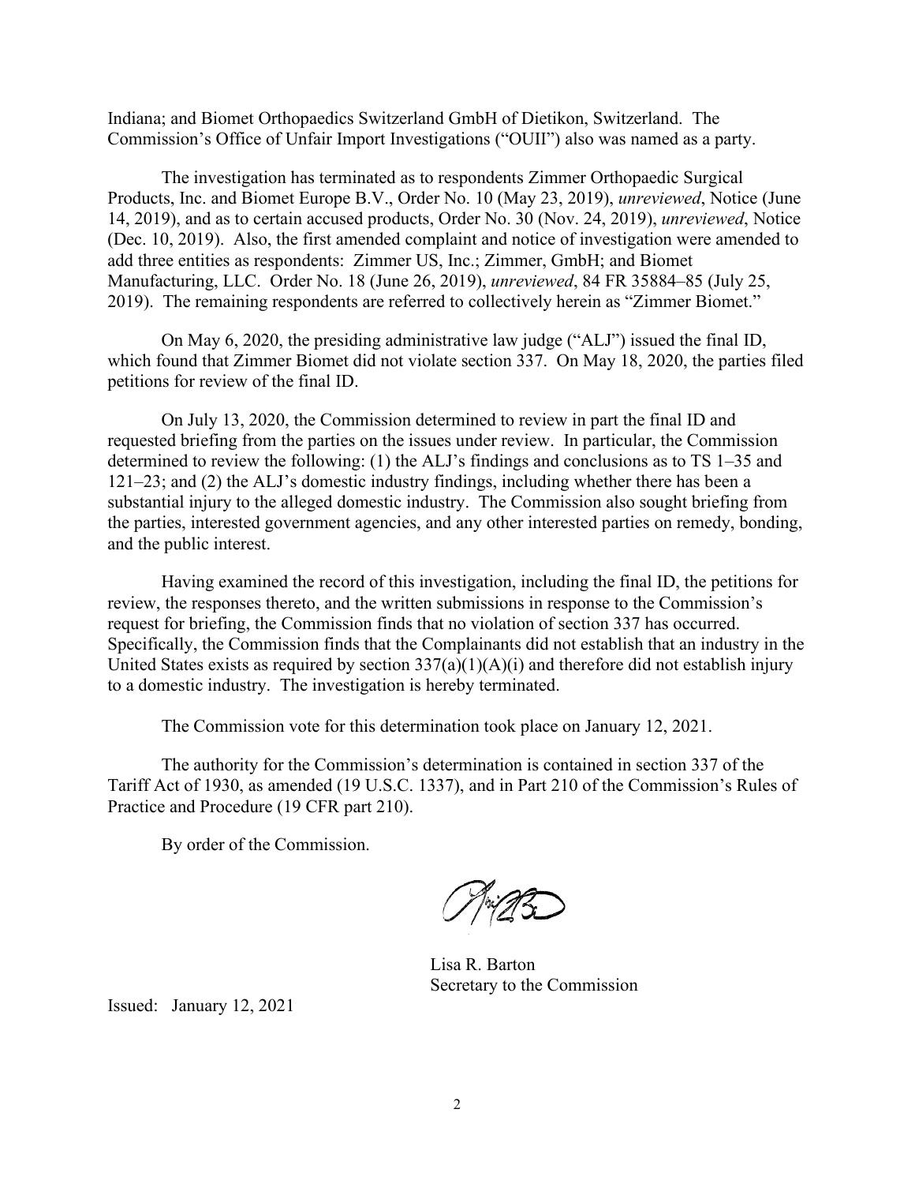Indiana; and Biomet Orthopaedics Switzerland GmbH of Dietikon, Switzerland. The Commission's Office of Unfair Import Investigations ("OUII") also was named as a party.

The investigation has terminated as to respondents Zimmer Orthopaedic Surgical Products, Inc. and Biomet Europe B.V., Order No. 10 (May 23, 2019), *unreviewed*, Notice (June 14, 2019), and as to certain accused products, Order No. 30 (Nov. 24, 2019), *unreviewed*, Notice (Dec. 10, 2019). Also, the first amended complaint and notice of investigation were amended to add three entities as respondents: Zimmer US, Inc.; Zimmer, GmbH; and Biomet Manufacturing, LLC. Order No. 18 (June 26, 2019), *unreviewed*, 84 FR 35884–85 (July 25, 2019). The remaining respondents are referred to collectively herein as "Zimmer Biomet."

On May 6, 2020, the presiding administrative law judge ("ALJ") issued the final ID, which found that Zimmer Biomet did not violate section 337. On May 18, 2020, the parties filed petitions for review of the final ID.

On July 13, 2020, the Commission determined to review in part the final ID and requested briefing from the parties on the issues under review. In particular, the Commission determined to review the following: (1) the ALJ's findings and conclusions as to TS 1–35 and 121–23; and (2) the ALJ's domestic industry findings, including whether there has been a substantial injury to the alleged domestic industry. The Commission also sought briefing from the parties, interested government agencies, and any other interested parties on remedy, bonding, and the public interest.

Having examined the record of this investigation, including the final ID, the petitions for review, the responses thereto, and the written submissions in response to the Commission's request for briefing, the Commission finds that no violation of section 337 has occurred. Specifically, the Commission finds that the Complainants did not establish that an industry in the United States exists as required by section 337(a)(1)(A)(i) and therefore did not establish injury to a domestic industry. The investigation is hereby terminated.

The Commission vote for this determination took place on January 12, 2021.

The authority for the Commission's determination is contained in section 337 of the Tariff Act of 1930, as amended (19 U.S.C. 1337), and in Part 210 of the Commission's Rules of Practice and Procedure (19 CFR part 210).

By order of the Commission.

Lisa R. Barton
Secretary to the Commission

Issued: January 12, 2021